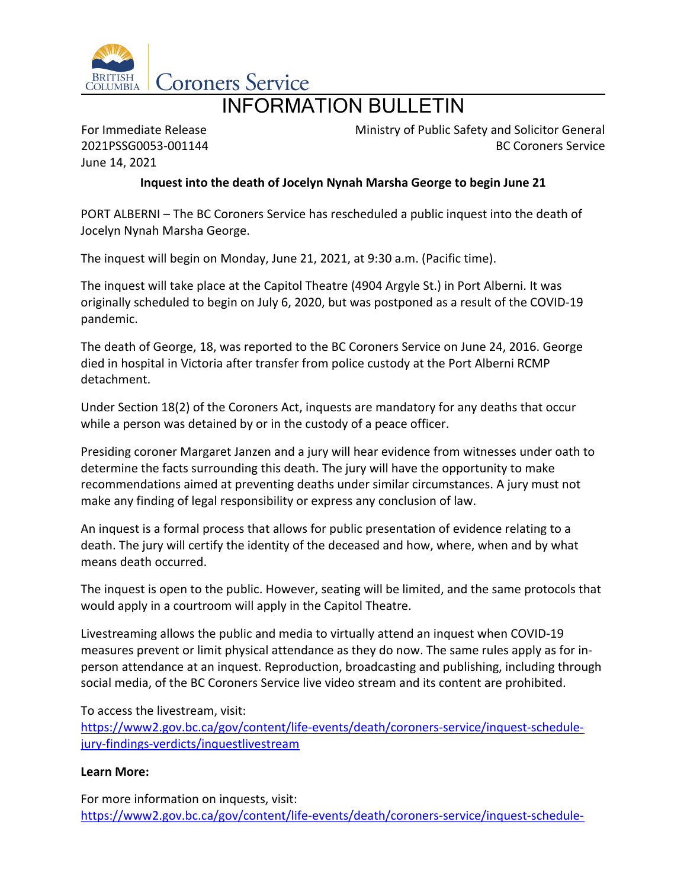BRITISH COLUMBIA Coroners Service

# INFORMATION BULLETIN

For Immediate Release
2021PSSG0053-001144
June 14, 2021

Ministry of Public Safety and Solicitor General
BC Coroners Service

**Inquest into the death of Jocelyn Nynah Marsha George to begin June 21**

PORT ALBERNI – The BC Coroners Service has rescheduled a public inquest into the death of Jocelyn Nynah Marsha George.

The inquest will begin on Monday, June 21, 2021, at 9:30 a.m. (Pacific time).

The inquest will take place at the Capitol Theatre (4904 Argyle St.) in Port Alberni. It was originally scheduled to begin on July 6, 2020, but was postponed as a result of the COVID-19 pandemic.

The death of George, 18, was reported to the BC Coroners Service on June 24, 2016. George died in hospital in Victoria after transfer from police custody at the Port Alberni RCMP detachment.

Under Section 18(2) of the Coroners Act, inquests are mandatory for any deaths that occur while a person was detained by or in the custody of a peace officer.

Presiding coroner Margaret Janzen and a jury will hear evidence from witnesses under oath to determine the facts surrounding this death. The jury will have the opportunity to make recommendations aimed at preventing deaths under similar circumstances. A jury must not make any finding of legal responsibility or express any conclusion of law.

An inquest is a formal process that allows for public presentation of evidence relating to a death. The jury will certify the identity of the deceased and how, where, when and by what means death occurred.

The inquest is open to the public. However, seating will be limited, and the same protocols that would apply in a courtroom will apply in the Capitol Theatre.

Livestreaming allows the public and media to virtually attend an inquest when COVID-19 measures prevent or limit physical attendance as they do now. The same rules apply as for in-person attendance at an inquest. Reproduction, broadcasting and publishing, including through social media, of the BC Coroners Service live video stream and its content are prohibited.

To access the livestream, visit:
https://www2.gov.bc.ca/gov/content/life-events/death/coroners-service/inquest-schedule-jury-findings-verdicts/inquestlivestream

**Learn More:**

For more information on inquests, visit:
https://www2.gov.bc.ca/gov/content/life-events/death/coroners-service/inquest-schedule-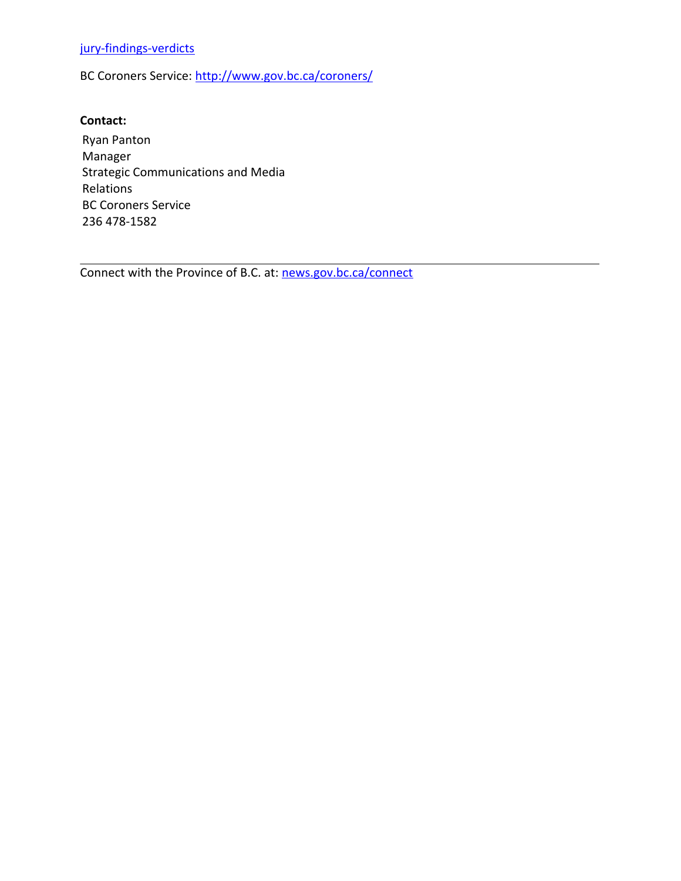jury-findings-verdicts

BC Coroners Service: http://www.gov.bc.ca/coroners/

**Contact:**

Ryan Panton
Manager
Strategic Communications and Media Relations
BC Coroners Service
236 478-1582

---

Connect with the Province of B.C. at: news.gov.bc.ca/connect